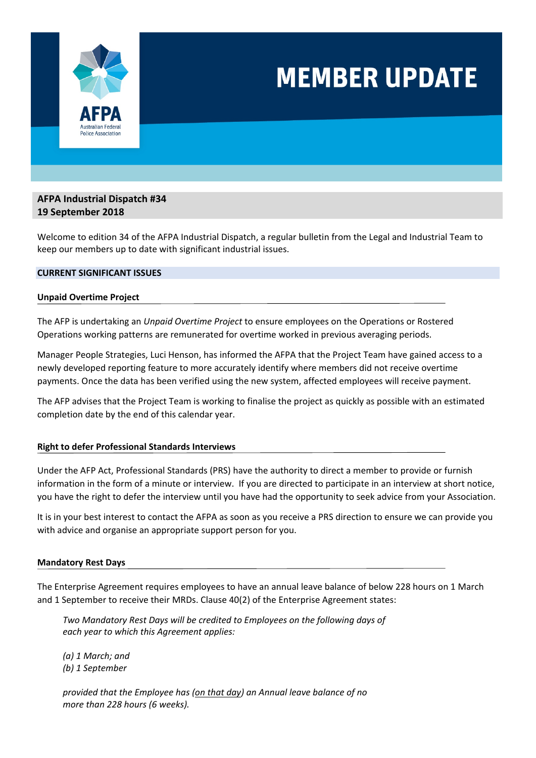# MEMBER UPDATE

AFPA
Australian Federal Police Association

**AFPA Industrial Dispatch #34**
**19 September 2018**

Welcome to edition 34 of the AFPA Industrial Dispatch, a regular bulletin from the Legal and Industrial Team to keep our members up to date with significant industrial issues.

## CURRENT SIGNIFICANT ISSUES

### Unpaid Overtime Project

The AFP is undertaking an *Unpaid Overtime Project* to ensure employees on the Operations or Rostered Operations working patterns are remunerated for overtime worked in previous averaging periods.

Manager People Strategies, Luci Henson, has informed the AFPA that the Project Team have gained access to a newly developed reporting feature to more accurately identify where members did not receive overtime payments. Once the data has been verified using the new system, affected employees will receive payment.

The AFP advises that the Project Team is working to finalise the project as quickly as possible with an estimated completion date by the end of this calendar year.

### Right to defer Professional Standards Interviews

Under the AFP Act, Professional Standards (PRS) have the authority to direct a member to provide or furnish information in the form of a minute or interview. If you are directed to participate in an interview at short notice, you have the right to defer the interview until you have had the opportunity to seek advice from your Association.

It is in your best interest to contact the AFPA as soon as you receive a PRS direction to ensure we can provide you with advice and organise an appropriate support person for you.

### Mandatory Rest Days

The Enterprise Agreement requires employees to have an annual leave balance of below 228 hours on 1 March and 1 September to receive their MRDs. Clause 40(2) of the Enterprise Agreement states:

> *Two Mandatory Rest Days will be credited to Employees on the following days of each year to which this Agreement applies:*
>
> *(a) 1 March; and*
> *(b) 1 September*
>
> *provided that the Employee has (on that day) an Annual leave balance of no more than 228 hours (6 weeks).*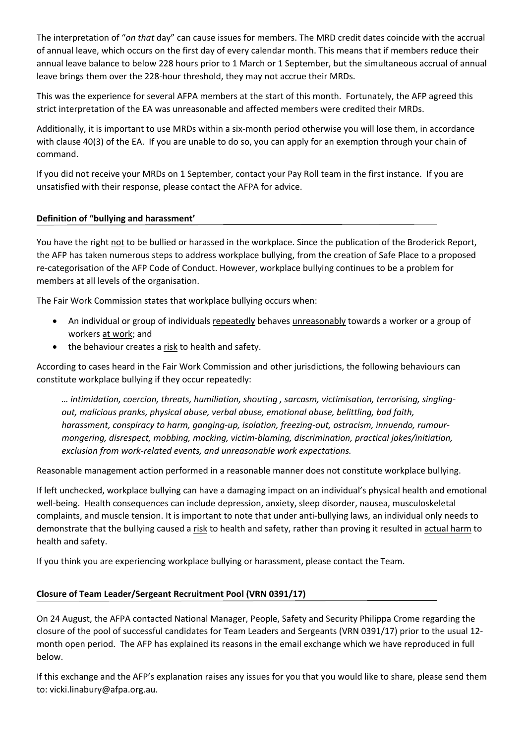The interpretation of "*on that* day" can cause issues for members. The MRD credit dates coincide with the accrual of annual leave, which occurs on the first day of every calendar month. This means that if members reduce their annual leave balance to below 228 hours prior to 1 March or 1 September, but the simultaneous accrual of annual leave brings them over the 228-hour threshold, they may not accrue their MRDs.

This was the experience for several AFPA members at the start of this month. Fortunately, the AFP agreed this strict interpretation of the EA was unreasonable and affected members were credited their MRDs.

Additionally, it is important to use MRDs within a six-month period otherwise you will lose them, in accordance with clause 40(3) of the EA. If you are unable to do so, you can apply for an exemption through your chain of command.

If you did not receive your MRDs on 1 September, contact your Pay Roll team in the first instance. If you are unsatisfied with their response, please contact the AFPA for advice.

**Definition of "bullying and harassment'**

You have the right not to be bullied or harassed in the workplace. Since the publication of the Broderick Report, the AFP has taken numerous steps to address workplace bullying, from the creation of Safe Place to a proposed re-categorisation of the AFP Code of Conduct. However, workplace bullying continues to be a problem for members at all levels of the organisation.

The Fair Work Commission states that workplace bullying occurs when:

- An individual or group of individuals repeatedly behaves unreasonably towards a worker or a group of workers at work; and
- the behaviour creates a risk to health and safety.

According to cases heard in the Fair Work Commission and other jurisdictions, the following behaviours can constitute workplace bullying if they occur repeatedly:

> *… intimidation, coercion, threats, humiliation, shouting , sarcasm, victimisation, terrorising, singling-out, malicious pranks, physical abuse, verbal abuse, emotional abuse, belittling, bad faith, harassment, conspiracy to harm, ganging-up, isolation, freezing-out, ostracism, innuendo, rumour-mongering, disrespect, mobbing, mocking, victim-blaming, discrimination, practical jokes/initiation, exclusion from work-related events, and unreasonable work expectations.*

Reasonable management action performed in a reasonable manner does not constitute workplace bullying.

If left unchecked, workplace bullying can have a damaging impact on an individual's physical health and emotional well-being. Health consequences can include depression, anxiety, sleep disorder, nausea, musculoskeletal complaints, and muscle tension. It is important to note that under anti-bullying laws, an individual only needs to demonstrate that the bullying caused a risk to health and safety, rather than proving it resulted in actual harm to health and safety.

If you think you are experiencing workplace bullying or harassment, please contact the Team.

**Closure of Team Leader/Sergeant Recruitment Pool (VRN 0391/17)**

On 24 August, the AFPA contacted National Manager, People, Safety and Security Philippa Crome regarding the closure of the pool of successful candidates for Team Leaders and Sergeants (VRN 0391/17) prior to the usual 12-month open period. The AFP has explained its reasons in the email exchange which we have reproduced in full below.

If this exchange and the AFP's explanation raises any issues for you that you would like to share, please send them to: vicki.linabury@afpa.org.au.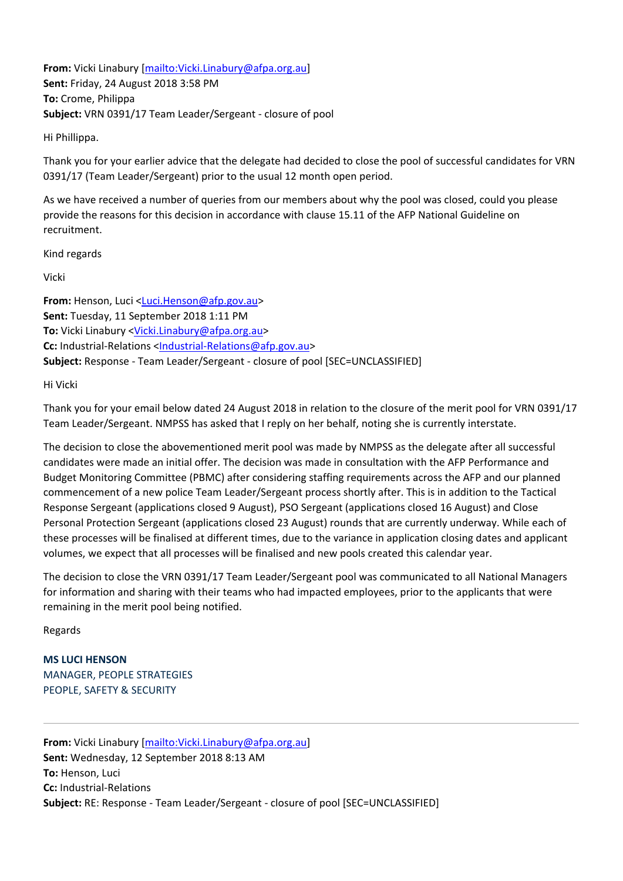**From:** Vicki Linabury [mailto:Vicki.Linabury@afpa.org.au]
**Sent:** Friday, 24 August 2018 3:58 PM
**To:** Crome, Philippa
**Subject:** VRN 0391/17 Team Leader/Sergeant - closure of pool

Hi Phillippa.

Thank you for your earlier advice that the delegate had decided to close the pool of successful candidates for VRN 0391/17 (Team Leader/Sergeant) prior to the usual 12 month open period.

As we have received a number of queries from our members about why the pool was closed, could you please provide the reasons for this decision in accordance with clause 15.11 of the AFP National Guideline on recruitment.

Kind regards

Vicki

**From:** Henson, Luci <Luci.Henson@afp.gov.au>
**Sent:** Tuesday, 11 September 2018 1:11 PM
**To:** Vicki Linabury <Vicki.Linabury@afpa.org.au>
**Cc:** Industrial-Relations <Industrial-Relations@afp.gov.au>
**Subject:** Response - Team Leader/Sergeant - closure of pool [SEC=UNCLASSIFIED]

Hi Vicki

Thank you for your email below dated 24 August 2018 in relation to the closure of the merit pool for VRN 0391/17 Team Leader/Sergeant. NMPSS has asked that I reply on her behalf, noting she is currently interstate.

The decision to close the abovementioned merit pool was made by NMPSS as the delegate after all successful candidates were made an initial offer. The decision was made in consultation with the AFP Performance and Budget Monitoring Committee (PBMC) after considering staffing requirements across the AFP and our planned commencement of a new police Team Leader/Sergeant process shortly after. This is in addition to the Tactical Response Sergeant (applications closed 9 August), PSO Sergeant (applications closed 16 August) and Close Personal Protection Sergeant (applications closed 23 August) rounds that are currently underway. While each of these processes will be finalised at different times, due to the variance in application closing dates and applicant volumes, we expect that all processes will be finalised and new pools created this calendar year.

The decision to close the VRN 0391/17 Team Leader/Sergeant pool was communicated to all National Managers for information and sharing with their teams who had impacted employees, prior to the applicants that were remaining in the merit pool being notified.

Regards

**MS LUCI HENSON**
MANAGER, PEOPLE STRATEGIES
PEOPLE, SAFETY & SECURITY

---

**From:** Vicki Linabury [mailto:Vicki.Linabury@afpa.org.au]
**Sent:** Wednesday, 12 September 2018 8:13 AM
**To:** Henson, Luci
**Cc:** Industrial-Relations
**Subject:** RE: Response - Team Leader/Sergeant - closure of pool [SEC=UNCLASSIFIED]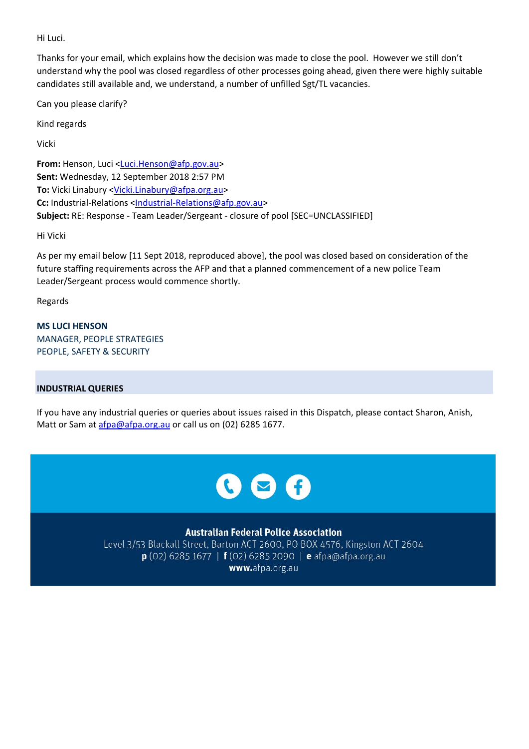Hi Luci.

Thanks for your email, which explains how the decision was made to close the pool. However we still don't understand why the pool was closed regardless of other processes going ahead, given there were highly suitable candidates still available and, we understand, a number of unfilled Sgt/TL vacancies.

Can you please clarify?

Kind regards

Vicki

**From:** Henson, Luci <Luci.Henson@afp.gov.au>
**Sent:** Wednesday, 12 September 2018 2:57 PM
**To:** Vicki Linabury <Vicki.Linabury@afpa.org.au>
**Cc:** Industrial-Relations <Industrial-Relations@afp.gov.au>
**Subject:** RE: Response - Team Leader/Sergeant - closure of pool [SEC=UNCLASSIFIED]

Hi Vicki

As per my email below [11 Sept 2018, reproduced above], the pool was closed based on consideration of the future staffing requirements across the AFP and that a planned commencement of a new police Team Leader/Sergeant process would commence shortly.

Regards

**MS LUCI HENSON**
MANAGER, PEOPLE STRATEGIES
PEOPLE, SAFETY & SECURITY

## INDUSTRIAL QUERIES

If you have any industrial queries or queries about issues raised in this Dispatch, please contact Sharon, Anish, Matt or Sam at afpa@afpa.org.au or call us on (02) 6285 1677.

**Australian Federal Police Association**
Level 3/53 Blackall Street, Barton ACT 2600, PO BOX 4576, Kingston ACT 2604
**p** (02) 6285 1677 | **f** (02) 6285 2090 | **e** afpa@afpa.org.au
**www.**afpa.org.au